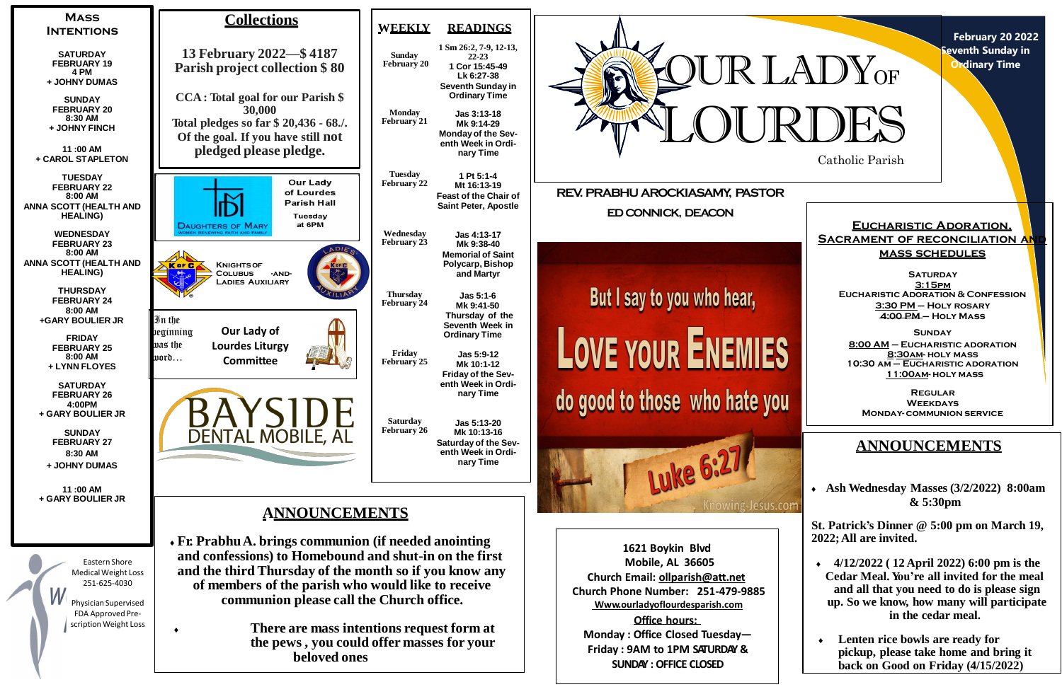# OUR LADY OF LOURDES

Catholic Parish

February 20 2022
Seventh Sunday in Ordinary Time

**REV. PRABHU AROCKIASAMY, PASTOR**

**ED CONNICK, DEACON**

## Mass Intentions

**SATURDAY FEBRUARY 19 4 PM**
+ JOHNY DUMAS

**SUNDAY FEBRUARY 20 8:30 AM**
+ JOHNY FINCH

**11 :00 AM**
+ CAROL STAPLETON

**TUESDAY FEBRUARY 22 8:00 AM**
ANNA SCOTT (HEALTH AND HEALING)

**WEDNESDAY FEBRUARY 23 8:00 AM**
ANNA SCOTT (HEALTH AND HEALING)

**THURSDAY FEBRUARY 24 8:00 AM**
+GARY BOULIER JR

**FRIDAY FEBRUARY 25 8:00 AM**
+ LYNN FLOYES

**SATURDAY FEBRUARY 26 4:00PM**
+ GARY BOULIER JR

**SUNDAY FEBRUARY 27 8:30 AM**
+ JOHNY DUMAS

**11 :00 AM**
+ GARY BOULIER JR

Eastern Shore Medical Weight Loss 251-625-4030

Physician Supervised FDA Approved Prescription Weight Loss

## Collections

**13 February 2022—$ 4187**
**Parish project collection $ 80**

**CCA : Total goal for our Parish $ 30,000**
**Total pledges so far $ 20,436 - 68./. Of the goal. If you have still not pledged please pledge.**

Daughters of Mary — Women renewing faith and family
Our Lady of Lourdes Parish Hall
Tuesday at 6PM

Knights of Colubus -and- Ladies Auxiliary

In the beginning was the word…
Our Lady of Lourdes Liturgy Committee

BAYSIDE DENTAL MOBILE, AL

## Weekly Readings

| WEEKLY | READINGS |
|---|---|
| Sunday February 20 | 1 Sm 26:2, 7-9, 12-13, 22-23; 1 Cor 15:45-49; Lk 6:27-38; Seventh Sunday in Ordinary Time |
| Monday February 21 | Jas 3:13-18; Mk 9:14-29; Monday of the Seventh Week in Ordinary Time |
| Tuesday February 22 | 1 Pt 5:1-4; Mt 16:13-19; Feast of the Chair of Saint Peter, Apostle |
| Wednesday February 23 | Jas 4:13-17; Mk 9:38-40; Memorial of Saint Polycarp, Bishop and Martyr |
| Thursday February 24 | Jas 5:1-6; Mk 9:41-50; Thursday of the Seventh Week in Ordinary Time |
| Friday February 25 | Jas 5:9-12; Mk 10:1-12; Friday of the Seventh Week in Ordinary Time |
| Saturday February 26 | Jas 5:13-20; Mk 10:13-16; Saturday of the Seventh Week in Ordinary Time |

But I say to you who hear, LOVE YOUR ENEMIES do good to those who hate you — Luke 6:27

## ANNOUNCEMENTS

- **Fr. Prabhu A. brings communion (if needed anointing and confessions) to Homebound and shut-in on the first and the third Thursday of the month so if you know any of members of the parish who would like to receive communion please call the Church office.**
- **There are mass intentions request form at the pews , you could offer masses for your beloved ones**

**1621 Boykin Blvd**
**Mobile, AL 36605**
**Church Email: ollparish@att.net**
**Church Phone Number: 251-479-9885**
**Www.ourladyoflourdesparish.com**

**Office hours:**
**Monday : Office Closed Tuesday—Friday : 9AM to 1PM SATURDAY & SUNDAY : OFFICE CLOSED**

## Eucharistic Adoration, Sacrament of Reconciliation and Mass Schedules

**Saturday**
3:15pm Eucharistic Adoration & Confession
3:30 PM – Holy Rosary
4:00 PM – Holy Mass

**Sunday**
8:00 AM – Eucharistic adoration
8:30AM- Holy Mass
10:30 AM – Eucharistic adoration
11:00AM- Holy Mass

**Regular Weekdays**
Monday- Communion Service

## ANNOUNCEMENTS

- **Ash Wednesday Masses (3/2/2022) 8:00am & 5:30pm**

**St. Patrick's Dinner @ 5:00 pm on March 19, 2022; All are invited.**

- **4/12/2022 ( 12 April 2022) 6:00 pm is the Cedar Meal. You're all invited for the meal and all that you need to do is please sign up. So we know, how many will participate in the cedar meal.**
- **Lenten rice bowls are ready for pickup, please take home and bring it back on Good on Friday (4/15/2022)**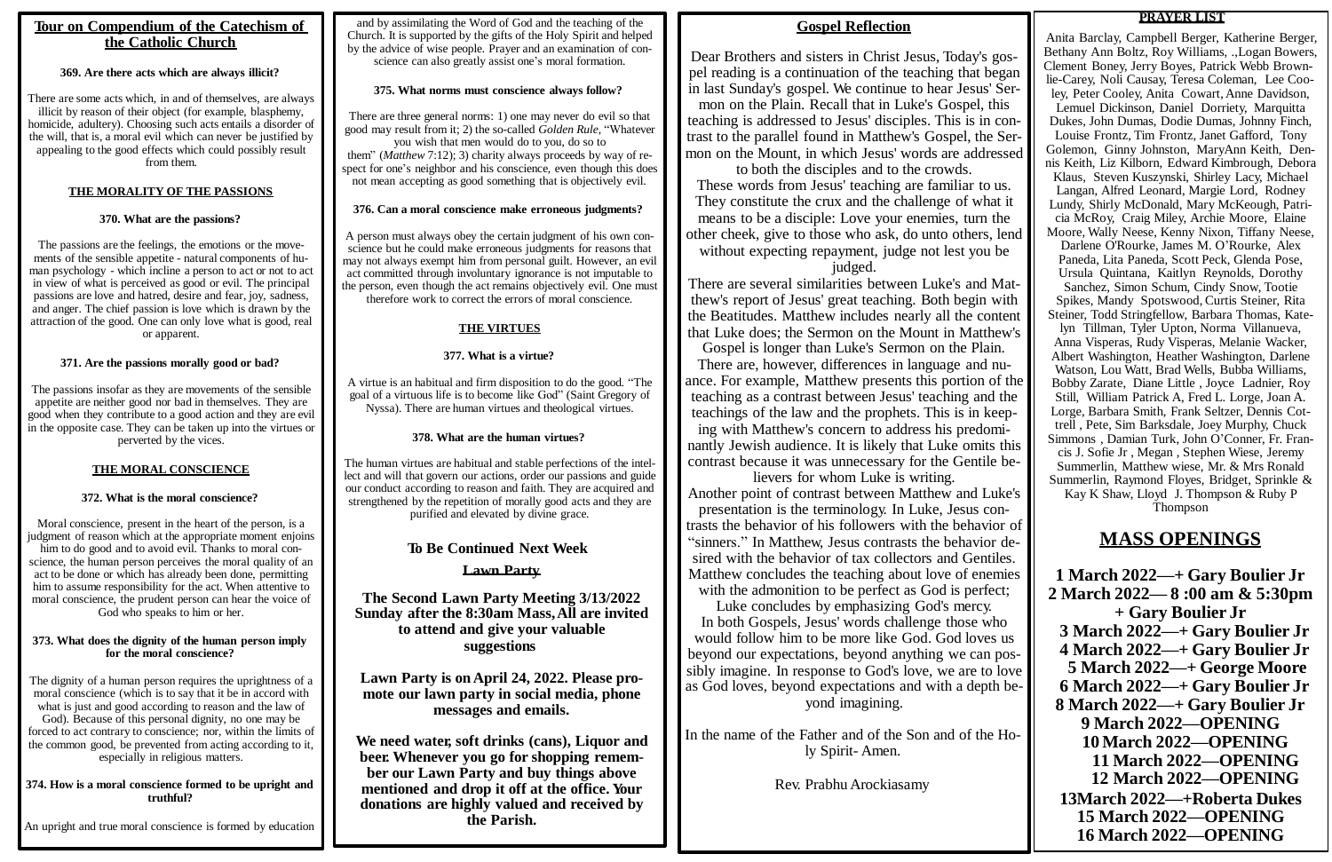## Tour on Compendium of the Catechism of the Catholic Church

**369. Are there acts which are always illicit?**

There are some acts which, in and of themselves, are always illicit by reason of their object (for example, blasphemy, homicide, adultery). Choosing such acts entails a disorder of the will, that is, a moral evil which can never be justified by appealing to the good effects which could possibly result from them.

**THE MORALITY OF THE PASSIONS**

**370. What are the passions?**

The passions are the feelings, the emotions or the movements of the sensible appetite - natural components of human psychology - which incline a person to act or not to act in view of what is perceived as good or evil. The principal passions are love and hatred, desire and fear, joy, sadness, and anger. The chief passion is love which is drawn by the attraction of the good. One can only love what is good, real or apparent.

**371. Are the passions morally good or bad?**

The passions insofar as they are movements of the sensible appetite are neither good nor bad in themselves. They are good when they contribute to a good action and they are evil in the opposite case. They can be taken up into the virtues or perverted by the vices.

**THE MORAL CONSCIENCE**

**372. What is the moral conscience?**

Moral conscience, present in the heart of the person, is a judgment of reason which at the appropriate moment enjoins him to do good and to avoid evil. Thanks to moral conscience, the human person perceives the moral quality of an act to be done or which has already been done, permitting him to assume responsibility for the act. When attentive to moral conscience, the prudent person can hear the voice of God who speaks to him or her.

**373. What does the dignity of the human person imply for the moral conscience?**

The dignity of a human person requires the uprightness of a moral conscience (which is to say that it be in accord with what is just and good according to reason and the law of God). Because of this personal dignity, no one may be forced to act contrary to conscience; nor, within the limits of the common good, be prevented from acting according to it, especially in religious matters.

**374. How is a moral conscience formed to be upright and truthful?**

An upright and true moral conscience is formed by education and by assimilating the Word of God and the teaching of the Church. It is supported by the gifts of the Holy Spirit and helped by the advice of wise people. Prayer and an examination of conscience can also greatly assist one's moral formation.

**375. What norms must conscience always follow?**

There are three general norms: 1) one may never do evil so that good may result from it; 2) the so-called *Golden Rule*, "Whatever you wish that men would do to you, do so to them" (*Matthew* 7:12); 3) charity always proceeds by way of respect for one's neighbor and his conscience, even though this does not mean accepting as good something that is objectively evil.

**376. Can a moral conscience make erroneous judgments?**

A person must always obey the certain judgment of his own conscience but he could make erroneous judgments for reasons that may not always exempt him from personal guilt. However, an evil act committed through involuntary ignorance is not imputable to the person, even though the act remains objectively evil. One must therefore work to correct the errors of moral conscience.

**THE VIRTUES**

**377. What is a virtue?**

A virtue is an habitual and firm disposition to do the good. "The goal of a virtuous life is to become like God" (Saint Gregory of Nyssa). There are human virtues and theological virtues.

**378. What are the human virtues?**

The human virtues are habitual and stable perfections of the intellect and will that govern our actions, order our passions and guide our conduct according to reason and faith. They are acquired and strengthened by the repetition of morally good acts and they are purified and elevated by divine grace.

**To Be Continued Next Week**

## Lawn Party

**The Second Lawn Party Meeting 3/13/2022 Sunday after the 8:30am Mass, All are invited to attend and give your valuable suggestions**

**Lawn Party is on April 24, 2022. Please promote our lawn party in social media, phone messages and emails.**

**We need water, soft drinks (cans), Liquor and beer. Whenever you go for shopping remember our Lawn Party and buy things above mentioned and drop it off at the office. Your donations are highly valued and received by the Parish.**

## Gospel Reflection

Dear Brothers and sisters in Christ Jesus, Today's gospel reading is a continuation of the teaching that began in last Sunday's gospel. We continue to hear Jesus' Sermon on the Plain. Recall that in Luke's Gospel, this teaching is addressed to Jesus' disciples. This is in contrast to the parallel found in Matthew's Gospel, the Sermon on the Mount, in which Jesus' words are addressed to both the disciples and to the crowds.

These words from Jesus' teaching are familiar to us. They constitute the crux and the challenge of what it means to be a disciple: Love your enemies, turn the other cheek, give to those who ask, do unto others, lend without expecting repayment, judge not lest you be judged.

There are several similarities between Luke's and Matthew's report of Jesus' great teaching. Both begin with the Beatitudes. Matthew includes nearly all the content that Luke does; the Sermon on the Mount in Matthew's Gospel is longer than Luke's Sermon on the Plain.

There are, however, differences in language and nuance. For example, Matthew presents this portion of the teaching as a contrast between Jesus' teaching and the teachings of the law and the prophets. This is in keeping with Matthew's concern to address his predominantly Jewish audience. It is likely that Luke omits this contrast because it was unnecessary for the Gentile believers for whom Luke is writing.

Another point of contrast between Matthew and Luke's presentation is the terminology. In Luke, Jesus contrasts the behavior of his followers with the behavior of "sinners." In Matthew, Jesus contrasts the behavior desired with the behavior of tax collectors and Gentiles. Matthew concludes the teaching about love of enemies with the admonition to be perfect as God is perfect; Luke concludes by emphasizing God's mercy.

In both Gospels, Jesus' words challenge those who would follow him to be more like God. God loves us beyond our expectations, beyond anything we can possibly imagine. In response to God's love, we are to love as God loves, beyond expectations and with a depth beyond imagining.

In the name of the Father and of the Son and of the Holy Spirit- Amen.

Rev. Prabhu Arockiasamy

## PRAYER LIST

Anita Barclay, Campbell Berger, Katherine Berger, Bethany Ann Boltz, Roy Williams, .,Logan Bowers, Clement Boney, Jerry Boyes, Patrick Webb Brownlie-Carey, Noli Causay, Teresa Coleman, Lee Cooley, Peter Cooley, Anita Cowart, Anne Davidson, Lemuel Dickinson, Daniel Dorriety, Marquitta Dukes, John Dumas, Dodie Dumas, Johnny Finch, Louise Frontz, Tim Frontz, Janet Gafford, Tony Golemon, Ginny Johnston, MaryAnn Keith, Dennis Keith, Liz Kilborn, Edward Kimbrough, Debora Klaus, Steven Kuszynski, Shirley Lacy, Michael Langan, Alfred Leonard, Margie Lord, Rodney Lundy, Shirly McDonald, Mary McKeough, Patricia McRoy, Craig Miley, Archie Moore, Elaine Moore, Wally Neese, Kenny Nixon, Tiffany Neese, Darlene O'Rourke, James M. O'Rourke, Alex Paneda, Lita Paneda, Scott Peck, Glenda Pose, Ursula Quintana, Kaitlyn Reynolds, Dorothy Sanchez, Simon Schum, Cindy Snow, Tootie Spikes, Mandy Spotswood, Curtis Steiner, Rita Steiner, Todd Stringfellow, Barbara Thomas, Katelyn Tillman, Tyler Upton, Norma Villanueva, Anna Visperas, Rudy Visperas, Melanie Wacker, Albert Washington, Heather Washington, Darlene Watson, Lou Watt, Brad Wells, Bubba Williams, Bobby Zarate, Diane Little , Joyce Ladnier, Roy Still, William Patrick A, Fred L. Lorge, Joan A. Lorge, Barbara Smith, Frank Seltzer, Dennis Cottrell , Pete, Sim Barksdale, Joey Murphy, Chuck Simmons , Damian Turk, John O'Conner, Fr. Francis J. Sofie Jr , Megan , Stephen Wiese, Jeremy Summerlin, Matthew wiese, Mr. & Mrs Ronald Summerlin, Raymond Floyes, Bridget, Sprinkle & Kay K Shaw, Lloyd J. Thompson & Ruby P Thompson

## MASS OPENINGS

**1 March 2022—+ Gary Boulier Jr**
**2 March 2022— 8 :00 am & 5:30pm + Gary Boulier Jr**
**3 March 2022—+ Gary Boulier Jr**
**4 March 2022—+ Gary Boulier Jr**
**5 March 2022—+ George Moore**
**6 March 2022—+ Gary Boulier Jr**
**8 March 2022—+ Gary Boulier Jr**
**9 March 2022—OPENING**
**10 March 2022—OPENING**
**11 March 2022—OPENING**
**12 March 2022—OPENING**
**13March 2022—+Roberta Dukes**
**15 March 2022—OPENING**
**16 March 2022—OPENING**